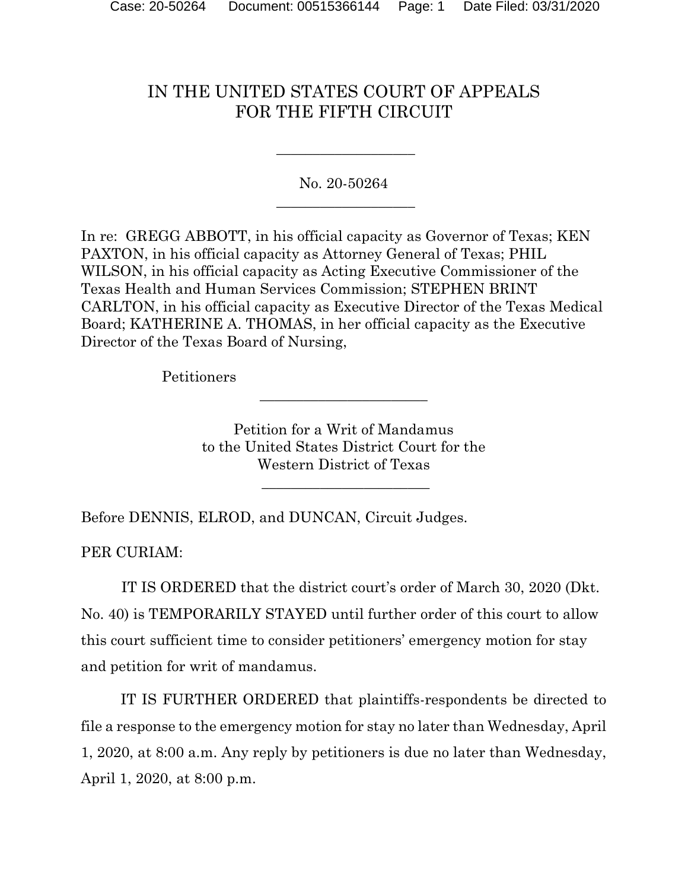# IN THE UNITED STATES COURT OF APPEALS FOR THE FIFTH CIRCUIT

---

No. 20-50264

---

In re: GREGG ABBOTT, in his official capacity as Governor of Texas; KEN PAXTON, in his official capacity as Attorney General of Texas; PHIL WILSON, in his official capacity as Acting Executive Commissioner of the Texas Health and Human Services Commission; STEPHEN BRINT CARLTON, in his official capacity as Executive Director of the Texas Medical Board; KATHERINE A. THOMAS, in her official capacity as the Executive Director of the Texas Board of Nursing,

Petitioners

---

Petition for a Writ of Mandamus
to the United States District Court for the
Western District of Texas

---

Before DENNIS, ELROD, and DUNCAN, Circuit Judges.

PER CURIAM:

IT IS ORDERED that the district court's order of March 30, 2020 (Dkt. No. 40) is TEMPORARILY STAYED until further order of this court to allow this court sufficient time to consider petitioners' emergency motion for stay and petition for writ of mandamus.

IT IS FURTHER ORDERED that plaintiffs-respondents be directed to file a response to the emergency motion for stay no later than Wednesday, April 1, 2020, at 8:00 a.m. Any reply by petitioners is due no later than Wednesday, April 1, 2020, at 8:00 p.m.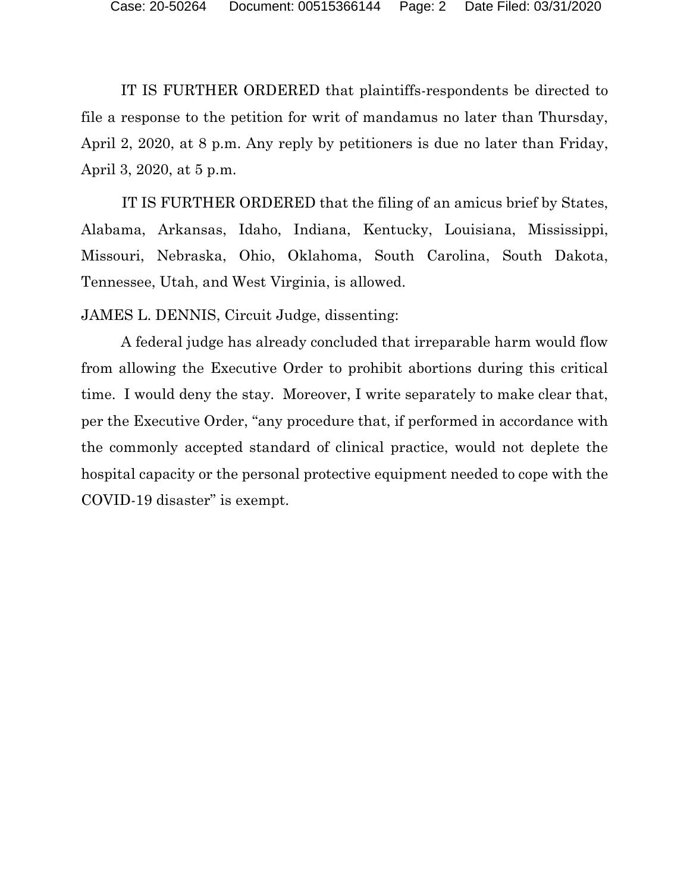IT IS FURTHER ORDERED that plaintiffs-respondents be directed to file a response to the petition for writ of mandamus no later than Thursday, April 2, 2020, at 8 p.m. Any reply by petitioners is due no later than Friday, April 3, 2020, at 5 p.m.

IT IS FURTHER ORDERED that the filing of an amicus brief by States, Alabama, Arkansas, Idaho, Indiana, Kentucky, Louisiana, Mississippi, Missouri, Nebraska, Ohio, Oklahoma, South Carolina, South Dakota, Tennessee, Utah, and West Virginia, is allowed.

JAMES L. DENNIS, Circuit Judge, dissenting:

A federal judge has already concluded that irreparable harm would flow from allowing the Executive Order to prohibit abortions during this critical time. I would deny the stay. Moreover, I write separately to make clear that, per the Executive Order, "any procedure that, if performed in accordance with the commonly accepted standard of clinical practice, would not deplete the hospital capacity or the personal protective equipment needed to cope with the COVID-19 disaster" is exempt.